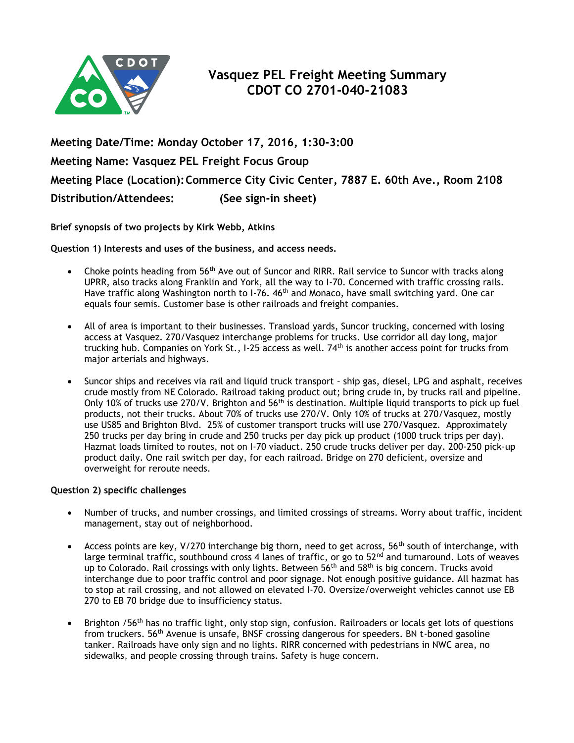# Vasquez PEL Freight Meeting Summary
# CDOT CO 2701-040-21083

**Meeting Date/Time: Monday October 17, 2016, 1:30-3:00**

**Meeting Name: Vasquez PEL Freight Focus Group**

**Meeting Place (Location): Commerce City Civic Center, 7887 E. 60th Ave., Room 2108**

**Distribution/Attendees: (See sign-in sheet)**

**Brief synopsis of two projects by Kirk Webb, Atkins**

**Question 1) Interests and uses of the business, and access needs.**

- Choke points heading from 56th Ave out of Suncor and RIRR. Rail service to Suncor with tracks along UPRR, also tracks along Franklin and York, all the way to I-70. Concerned with traffic crossing rails. Have traffic along Washington north to I-76. 46th and Monaco, have small switching yard. One car equals four semis. Customer base is other railroads and freight companies.

- All of area is important to their businesses. Transload yards, Suncor trucking, concerned with losing access at Vasquez. 270/Vasquez interchange problems for trucks. Use corridor all day long, major trucking hub. Companies on York St., I-25 access as well. 74th is another access point for trucks from major arterials and highways.

- Suncor ships and receives via rail and liquid truck transport – ship gas, diesel, LPG and asphalt, receives crude mostly from NE Colorado. Railroad taking product out; bring crude in, by trucks rail and pipeline. Only 10% of trucks use 270/V. Brighton and 56th is destination. Multiple liquid transports to pick up fuel products, not their trucks. About 70% of trucks use 270/V. Only 10% of trucks at 270/Vasquez, mostly use US85 and Brighton Blvd. 25% of customer transport trucks will use 270/Vasquez. Approximately 250 trucks per day bring in crude and 250 trucks per day pick up product (1000 truck trips per day). Hazmat loads limited to routes, not on I-70 viaduct. 250 crude trucks deliver per day. 200-250 pick-up product daily. One rail switch per day, for each railroad. Bridge on 270 deficient, oversize and overweight for reroute needs.

**Question 2) specific challenges**

- Number of trucks, and number crossings, and limited crossings of streams. Worry about traffic, incident management, stay out of neighborhood.

- Access points are key, V/270 interchange big thorn, need to get across, 56th south of interchange, with large terminal traffic, southbound cross 4 lanes of traffic, or go to 52nd and turnaround. Lots of weaves up to Colorado. Rail crossings with only lights. Between 56th and 58th is big concern. Trucks avoid interchange due to poor traffic control and poor signage. Not enough positive guidance. All hazmat has to stop at rail crossing, and not allowed on elevated I-70. Oversize/overweight vehicles cannot use EB 270 to EB 70 bridge due to insufficiency status.

- Brighton /56th has no traffic light, only stop sign, confusion. Railroaders or locals get lots of questions from truckers. 56th Avenue is unsafe, BNSF crossing dangerous for speeders. BN t-boned gasoline tanker. Railroads have only sign and no lights. RIRR concerned with pedestrians in NWC area, no sidewalks, and people crossing through trains. Safety is huge concern.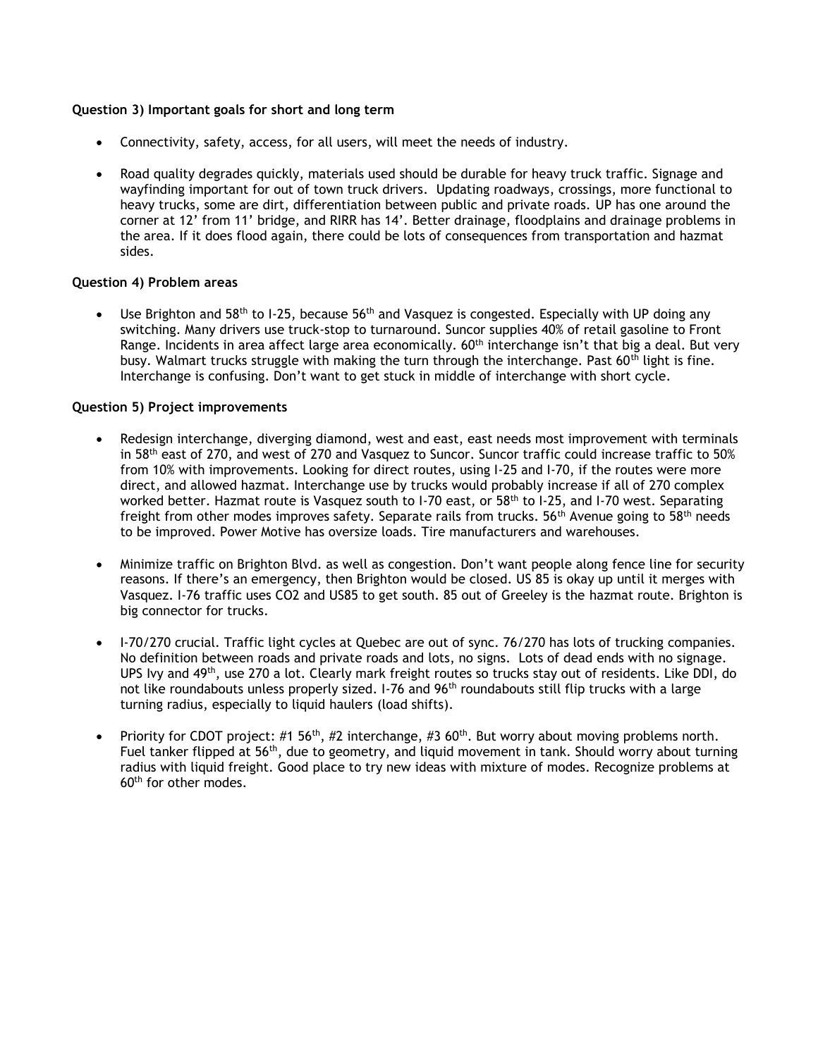**Question 3) Important goals for short and long term**

- Connectivity, safety, access, for all users, will meet the needs of industry.
- Road quality degrades quickly, materials used should be durable for heavy truck traffic. Signage and wayfinding important for out of town truck drivers. Updating roadways, crossings, more functional to heavy trucks, some are dirt, differentiation between public and private roads. UP has one around the corner at 12' from 11' bridge, and RIRR has 14'. Better drainage, floodplains and drainage problems in the area. If it does flood again, there could be lots of consequences from transportation and hazmat sides.

**Question 4) Problem areas**

- Use Brighton and 58th to I-25, because 56th and Vasquez is congested. Especially with UP doing any switching. Many drivers use truck-stop to turnaround. Suncor supplies 40% of retail gasoline to Front Range. Incidents in area affect large area economically. 60th interchange isn't that big a deal. But very busy. Walmart trucks struggle with making the turn through the interchange. Past 60th light is fine. Interchange is confusing. Don't want to get stuck in middle of interchange with short cycle.

**Question 5) Project improvements**

- Redesign interchange, diverging diamond, west and east, east needs most improvement with terminals in 58th east of 270, and west of 270 and Vasquez to Suncor. Suncor traffic could increase traffic to 50% from 10% with improvements. Looking for direct routes, using I-25 and I-70, if the routes were more direct, and allowed hazmat. Interchange use by trucks would probably increase if all of 270 complex worked better. Hazmat route is Vasquez south to I-70 east, or 58th to I-25, and I-70 west. Separating freight from other modes improves safety. Separate rails from trucks. 56th Avenue going to 58th needs to be improved. Power Motive has oversize loads. Tire manufacturers and warehouses.
- Minimize traffic on Brighton Blvd. as well as congestion. Don't want people along fence line for security reasons. If there's an emergency, then Brighton would be closed. US 85 is okay up until it merges with Vasquez. I-76 traffic uses CO2 and US85 to get south. 85 out of Greeley is the hazmat route. Brighton is big connector for trucks.
- I-70/270 crucial. Traffic light cycles at Quebec are out of sync. 76/270 has lots of trucking companies. No definition between roads and private roads and lots, no signs. Lots of dead ends with no signage. UPS Ivy and 49th, use 270 a lot. Clearly mark freight routes so trucks stay out of residents. Like DDI, do not like roundabouts unless properly sized. I-76 and 96th roundabouts still flip trucks with a large turning radius, especially to liquid haulers (load shifts).
- Priority for CDOT project: #1 56th, #2 interchange, #3 60th. But worry about moving problems north. Fuel tanker flipped at 56th, due to geometry, and liquid movement in tank. Should worry about turning radius with liquid freight. Good place to try new ideas with mixture of modes. Recognize problems at 60th for other modes.